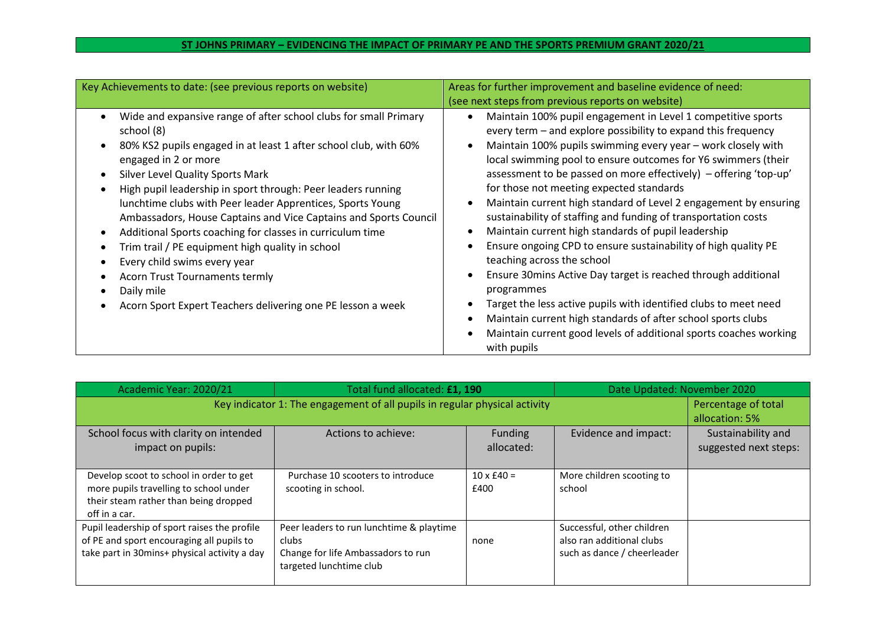# ST JOHNS PRIMARY – EVIDENCING THE IMPACT OF PRIMARY PE AND THE SPORTS PREMIUM GRANT 2020/21

| Key Achievements to date: (see previous reports on website) | Areas for further improvement and baseline evidence of need: (see next steps from previous reports on website) |
|---|---|
| • Wide and expansive range of after school clubs for small Primary school (8)<br>• 80% KS2 pupils engaged in at least 1 after school club, with 60% engaged in 2 or more<br>• Silver Level Quality Sports Mark<br>• High pupil leadership in sport through: Peer leaders running lunchtime clubs with Peer leader Apprentices, Sports Young Ambassadors, House Captains and Vice Captains and Sports Council<br>• Additional Sports coaching for classes in curriculum time<br>• Trim trail / PE equipment high quality in school<br>• Every child swims every year<br>• Acorn Trust Tournaments termly<br>• Daily mile<br>• Acorn Sport Expert Teachers delivering one PE lesson a week | • Maintain 100% pupil engagement in Level 1 competitive sports every term – and explore possibility to expand this frequency<br>• Maintain 100% pupils swimming every year – work closely with local swimming pool to ensure outcomes for Y6 swimmers (their assessment to be passed on more effectively) – offering 'top-up' for those not meeting expected standards<br>• Maintain current high standard of Level 2 engagement by ensuring sustainability of staffing and funding of transportation costs<br>• Maintain current high standards of pupil leadership<br>• Ensure ongoing CPD to ensure sustainability of high quality PE teaching across the school<br>• Ensure 30mins Active Day target is reached through additional programmes<br>• Target the less active pupils with identified clubs to meet need<br>• Maintain current high standards of after school sports clubs<br>• Maintain current good levels of additional sports coaches working with pupils |

| Academic Year: 2020/21 | Total fund allocated: **£1, 190** | | Date Updated: November 2020 | |
|---|---|---|---|---|
| Key indicator 1: The engagement of all pupils in regular physical activity | | | | Percentage of total allocation: 5% |
| School focus with clarity on intended impact on pupils: | Actions to achieve: | Funding allocated: | Evidence and impact: | Sustainability and suggested next steps: |
| Develop scoot to school in order to get more pupils travelling to school under their steam rather than being dropped off in a car. | Purchase 10 scooters to introduce scooting in school. | 10 x £40 = £400 | More children scooting to school | |
| Pupil leadership of sport raises the profile of PE and sport encouraging all pupils to take part in 30mins+ physical activity a day | Peer leaders to run lunchtime & playtime clubs<br>Change for life Ambassadors to run targeted lunchtime club | none | Successful, other children also ran additional clubs such as dance / cheerleader | |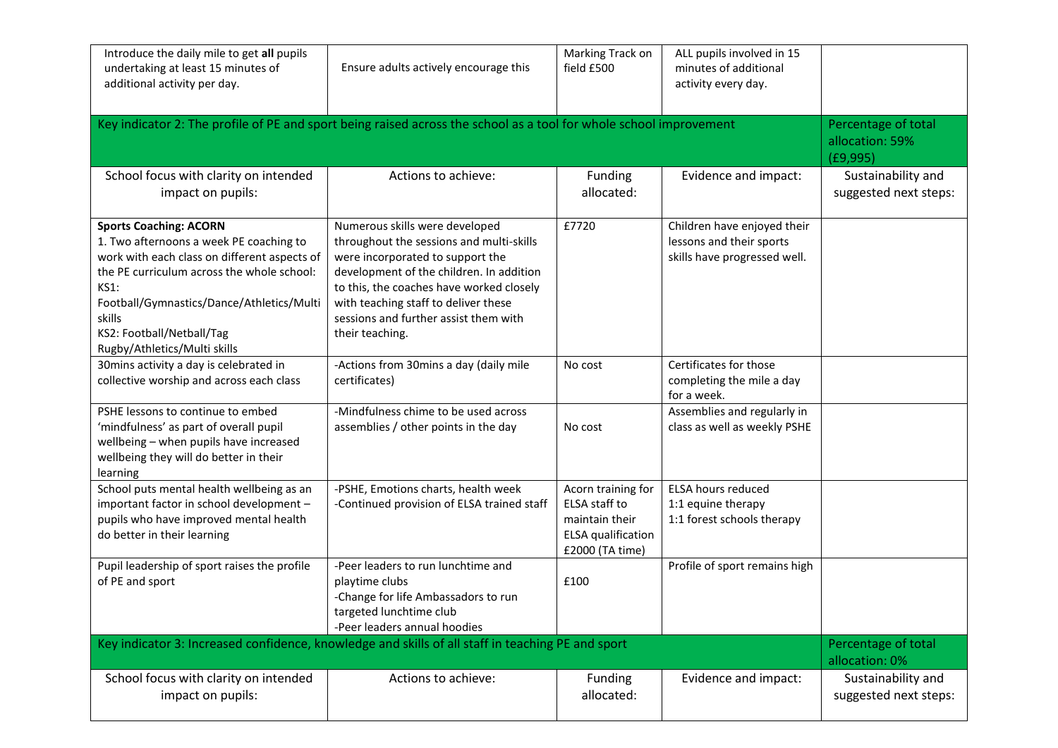| | | | | |
|---|---|---|---|---|
| Introduce the daily mile to get **all** pupils undertaking at least 15 minutes of additional activity per day. | Ensure adults actively encourage this | Marking Track on field £500 | ALL pupils involved in 15 minutes of additional activity every day. | |
| Key indicator 2: The profile of PE and sport being raised across the school as a tool for whole school improvement | | | | Percentage of total allocation: 59% (£9,995) |
| School focus with clarity on intended impact on pupils: | Actions to achieve: | Funding allocated: | Evidence and impact: | Sustainability and suggested next steps: |
| **Sports Coaching: ACORN**<br>1. Two afternoons a week PE coaching to work with each class on different aspects of the PE curriculum across the whole school:<br>KS1: Football/Gymnastics/Dance/Athletics/Multi skills<br>KS2: Football/Netball/Tag Rugby/Athletics/Multi skills | Numerous skills were developed throughout the sessions and multi-skills were incorporated to support the development of the children. In addition to this, the coaches have worked closely with teaching staff to deliver these sessions and further assist them with their teaching. | £7720 | Children have enjoyed their lessons and their sports skills have progressed well. | |
| 30mins activity a day is celebrated in collective worship and across each class | -Actions from 30mins a day (daily mile certificates) | No cost | Certificates for those completing the mile a day for a week. | |
| PSHE lessons to continue to embed 'mindfulness' as part of overall pupil wellbeing – when pupils have increased wellbeing they will do better in their learning | -Mindfulness chime to be used across assemblies / other points in the day | No cost | Assemblies and regularly in class as well as weekly PSHE | |
| School puts mental health wellbeing as an important factor in school development – pupils who have improved mental health do better in their learning | -PSHE, Emotions charts, health week<br>-Continued provision of ELSA trained staff | Acorn training for ELSA staff to maintain their ELSA qualification £2000 (TA time) | ELSA hours reduced<br>1:1 equine therapy<br>1:1 forest schools therapy | |
| Pupil leadership of sport raises the profile of PE and sport | -Peer leaders to run lunchtime and playtime clubs<br>-Change for life Ambassadors to run targeted lunchtime club<br>-Peer leaders annual hoodies | £100 | Profile of sport remains high | |
| Key indicator 3: Increased confidence, knowledge and skills of all staff in teaching PE and sport | | | | Percentage of total allocation: 0% |
| School focus with clarity on intended impact on pupils: | Actions to achieve: | Funding allocated: | Evidence and impact: | Sustainability and suggested next steps: |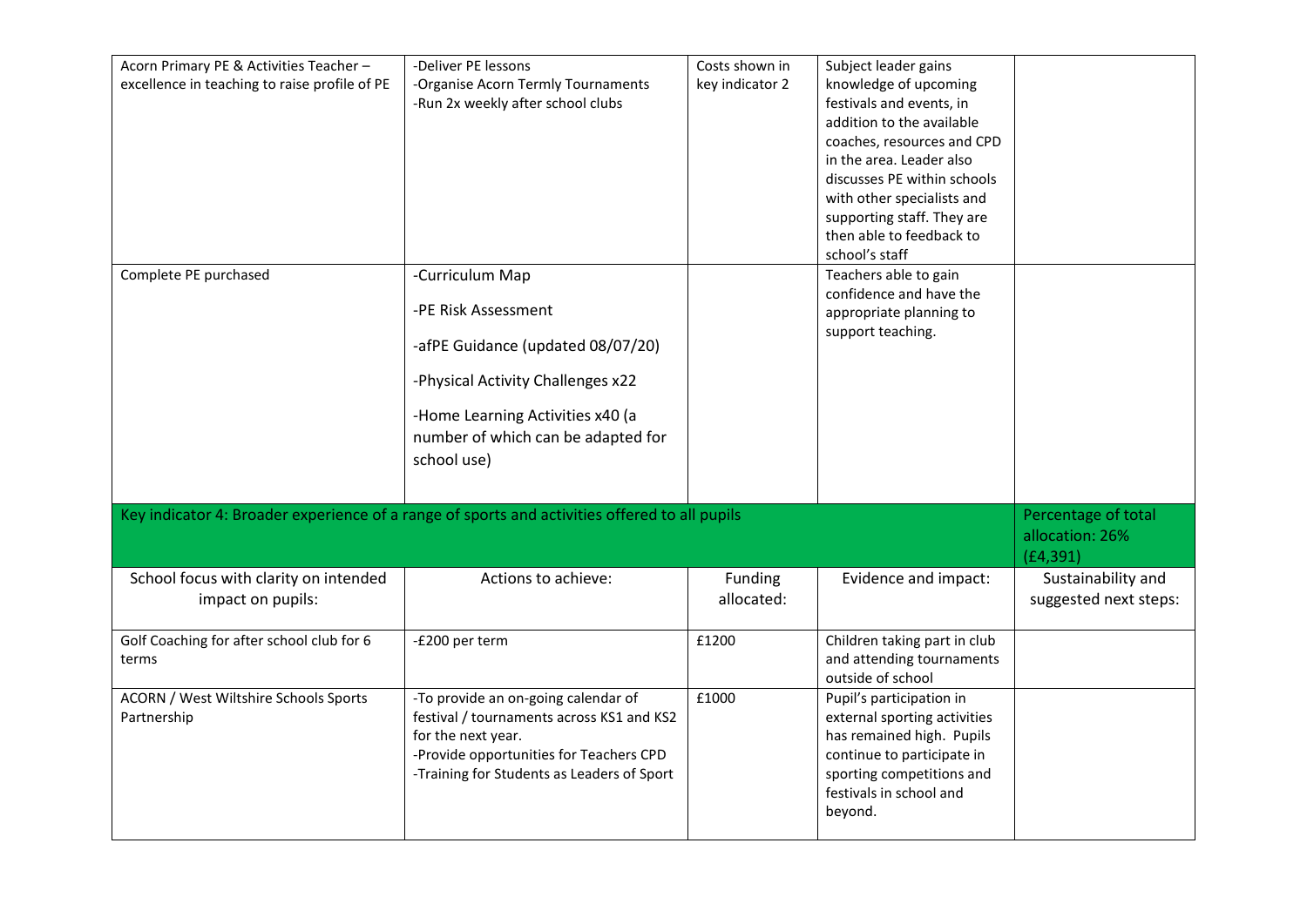| | | | | |
|---|---|---|---|---|
| Acorn Primary PE & Activities Teacher – excellence in teaching to raise profile of PE | -Deliver PE lessons<br>-Organise Acorn Termly Tournaments<br>-Run 2x weekly after school clubs | Costs shown in key indicator 2 | Subject leader gains knowledge of upcoming festivals and events, in addition to the available coaches, resources and CPD in the area. Leader also discusses PE within schools with other specialists and supporting staff. They are then able to feedback to school's staff | |
| Complete PE purchased | -Curriculum Map<br>-PE Risk Assessment<br>-afPE Guidance (updated 08/07/20)<br>-Physical Activity Challenges x22<br>-Home Learning Activities x40 (a number of which can be adapted for school use) | | Teachers able to gain confidence and have the appropriate planning to support teaching. | |

| Key indicator 4: Broader experience of a range of sports and activities offered to all pupils | | | | Percentage of total allocation: 26% (£4,391) |
|---|---|---|---|---|
| School focus with clarity on intended impact on pupils: | Actions to achieve: | Funding allocated: | Evidence and impact: | Sustainability and suggested next steps: |
| Golf Coaching for after school club for 6 terms | -£200 per term | £1200 | Children taking part in club and attending tournaments outside of school | |
| ACORN / West Wiltshire Schools Sports Partnership | -To provide an on-going calendar of festival / tournaments across KS1 and KS2 for the next year.<br>-Provide opportunities for Teachers CPD<br>-Training for Students as Leaders of Sport | £1000 | Pupil's participation in external sporting activities has remained high. Pupils continue to participate in sporting competitions and festivals in school and beyond. | |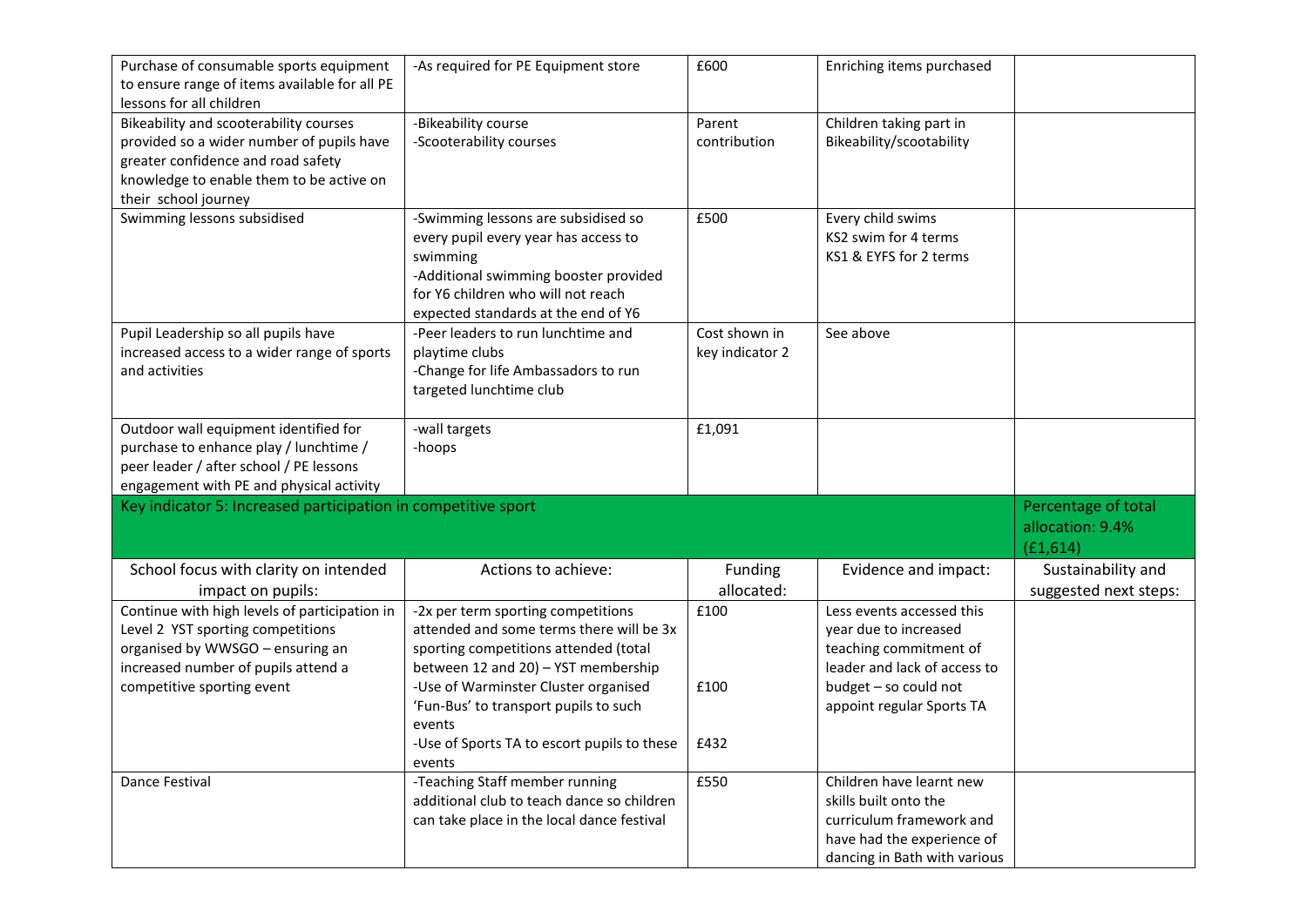| | | | | |
|---|---|---|---|---|
| Purchase of consumable sports equipment to ensure range of items available for all PE lessons for all children | -As required for PE Equipment store | £600 | Enriching items purchased | |
| Bikeability and scooterability courses provided so a wider number of pupils have greater confidence and road safety knowledge to enable them to be active on their school journey | -Bikeability course<br>-Scooterability courses | Parent contribution | Children taking part in Bikeability/scootability | |
| Swimming lessons subsidised | -Swimming lessons are subsidised so every pupil every year has access to swimming<br>-Additional swimming booster provided for Y6 children who will not reach expected standards at the end of Y6 | £500 | Every child swims<br>KS2 swim for 4 terms<br>KS1 & EYFS for 2 terms | |
| Pupil Leadership so all pupils have increased access to a wider range of sports and activities | -Peer leaders to run lunchtime and playtime clubs<br>-Change for life Ambassadors to run targeted lunchtime club | Cost shown in key indicator 2 | See above | |
| Outdoor wall equipment identified for purchase to enhance play / lunchtime / peer leader / after school / PE lessons engagement with PE and physical activity | -wall targets<br>-hoops | £1,091 | | |

| Key indicator 5: Increased participation in competitive sport | | | | Percentage of total allocation: 9.4% (£1,614) |
|---|---|---|---|---|
| School focus with clarity on intended impact on pupils: | Actions to achieve: | Funding allocated: | Evidence and impact: | Sustainability and suggested next steps: |
| Continue with high levels of participation in Level 2 YST sporting competitions organised by WWSGO – ensuring an increased number of pupils attend a competitive sporting event | -2x per term sporting competitions attended and some terms there will be 3x sporting competitions attended (total between 12 and 20) – YST membership<br>-Use of Warminster Cluster organised 'Fun-Bus' to transport pupils to such events<br>-Use of Sports TA to escort pupils to these events | £100<br><br>£100<br><br>£432 | Less events accessed this year due to increased teaching commitment of leader and lack of access to budget – so could not appoint regular Sports TA | |
| Dance Festival | -Teaching Staff member running additional club to teach dance so children can take place in the local dance festival | £550 | Children have learnt new skills built onto the curriculum framework and have had the experience of dancing in Bath with various | |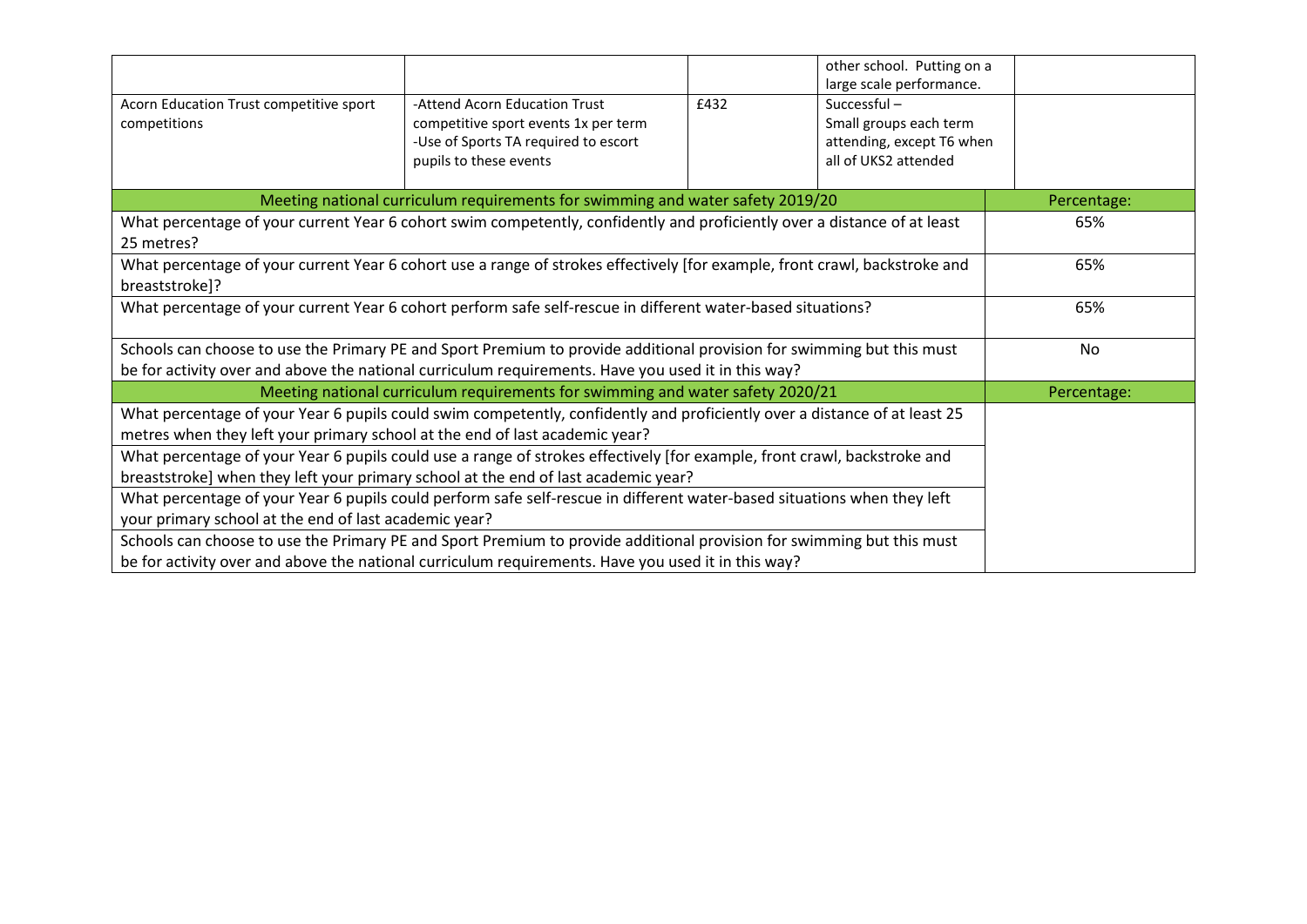| | | | | |
|---|---|---|---|---|
| | | | other school. Putting on a large scale performance. | |
| Acorn Education Trust competitive sport competitions | -Attend Acorn Education Trust competitive sport events 1x per term<br>-Use of Sports TA required to escort pupils to these events | £432 | Successful – Small groups each term attending, except T6 when all of UKS2 attended | |

| Meeting national curriculum requirements for swimming and water safety 2019/20 | Percentage: |
|---|---|
| What percentage of your current Year 6 cohort swim competently, confidently and proficiently over a distance of at least 25 metres? | 65% |
| What percentage of your current Year 6 cohort use a range of strokes effectively [for example, front crawl, backstroke and breaststroke]? | 65% |
| What percentage of your current Year 6 cohort perform safe self-rescue in different water-based situations? | 65% |
| Schools can choose to use the Primary PE and Sport Premium to provide additional provision for swimming but this must be for activity over and above the national curriculum requirements. Have you used it in this way? | No |
| **Meeting national curriculum requirements for swimming and water safety 2020/21** | **Percentage:** |
| What percentage of your Year 6 pupils could swim competently, confidently and proficiently over a distance of at least 25 metres when they left your primary school at the end of last academic year? | |
| What percentage of your Year 6 pupils could use a range of strokes effectively [for example, front crawl, backstroke and breaststroke] when they left your primary school at the end of last academic year? | |
| What percentage of your Year 6 pupils could perform safe self-rescue in different water-based situations when they left your primary school at the end of last academic year? | |
| Schools can choose to use the Primary PE and Sport Premium to provide additional provision for swimming but this must be for activity over and above the national curriculum requirements. Have you used it in this way? | |